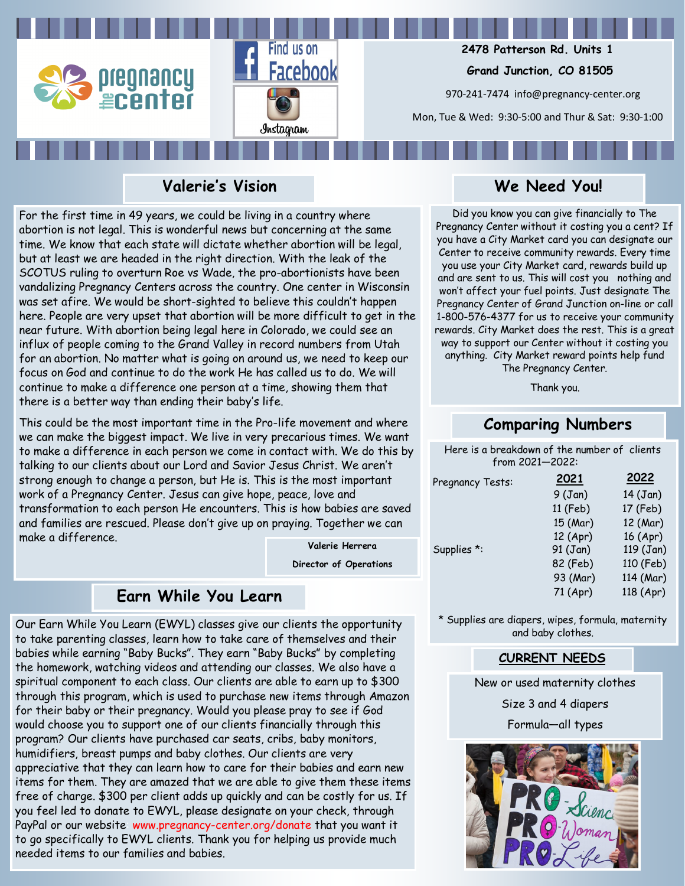pregnancy the center

Find us on Facebook

Instagram

**2478 Patterson Rd. Units 1**

**Grand Junction, CO 81505**

970-241-7474 info@pregnancy-center.org

Mon, Tue & Wed: 9:30-5:00 and Thur & Sat: 9:30-1:00

## Valerie's Vision

For the first time in 49 years, we could be living in a country where abortion is not legal. This is wonderful news but concerning at the same time. We know that each state will dictate whether abortion will be legal, but at least we are headed in the right direction. With the leak of the SCOTUS ruling to overturn Roe vs Wade, the pro-abortionists have been vandalizing Pregnancy Centers across the country. One center in Wisconsin was set afire. We would be short-sighted to believe this couldn't happen here. People are very upset that abortion will be more difficult to get in the near future. With abortion being legal here in Colorado, we could see an influx of people coming to the Grand Valley in record numbers from Utah for an abortion. No matter what is going on around us, we need to keep our focus on God and continue to do the work He has called us to do. We will continue to make a difference one person at a time, showing them that there is a better way than ending their baby's life.

This could be the most important time in the Pro-life movement and where we can make the biggest impact. We live in very precarious times. We want to make a difference in each person we come in contact with. We do this by talking to our clients about our Lord and Savior Jesus Christ. We aren't strong enough to change a person, but He is. This is the most important work of a Pregnancy Center. Jesus can give hope, peace, love and transformation to each person He encounters. This is how babies are saved and families are rescued. Please don't give up on praying. Together we can make a difference.

**Valerie Herrera**

**Director of Operations**

## Earn While You Learn

Our Earn While You Learn (EWYL) classes give our clients the opportunity to take parenting classes, learn how to take care of themselves and their babies while earning "Baby Bucks". They earn "Baby Bucks" by completing the homework, watching videos and attending our classes. We also have a spiritual component to each class. Our clients are able to earn up to $300 through this program, which is used to purchase new items through Amazon for their baby or their pregnancy. Would you please pray to see if God would choose you to support one of our clients financially through this program? Our clients have purchased car seats, cribs, baby monitors, humidifiers, breast pumps and baby clothes. Our clients are very appreciative that they can learn how to care for their babies and earn new items for them. They are amazed that we are able to give them these items free of charge. $300 per client adds up quickly and can be costly for us. If you feel led to donate to EWYL, please designate on your check, through PayPal or our website www.pregnancy-center.org/donate that you want it to go specifically to EWYL clients. Thank you for helping us provide much needed items to our families and babies.

## We Need You!

Did you know you can give financially to The Pregnancy Center without it costing you a cent? If you have a City Market card you can designate our Center to receive community rewards. Every time you use your City Market card, rewards build up and are sent to us. This will cost you nothing and won't affect your fuel points. Just designate The Pregnancy Center of Grand Junction on-line or call 1-800-576-4377 for us to receive your community rewards. City Market does the rest. This is a great way to support our Center without it costing you anything. City Market reward points help fund The Pregnancy Center.

Thank you.

## Comparing Numbers

Here is a breakdown of the number of clients from 2021—2022:

| | 2021 | 2022 |
|---|---|---|
| Pregnancy Tests: | 9 (Jan) | 14 (Jan) |
| | 11 (Feb) | 17 (Feb) |
| | 15 (Mar) | 12 (Mar) |
| | 12 (Apr) | 16 (Apr) |
| Supplies *: | 91 (Jan) | 119 (Jan) |
| | 82 (Feb) | 110 (Feb) |
| | 93 (Mar) | 114 (Mar) |
| | 71 (Apr) | 118 (Apr) |

\* Supplies are diapers, wipes, formula, maternity and baby clothes.

### CURRENT NEEDS

New or used maternity clothes

Size 3 and 4 diapers

Formula—all types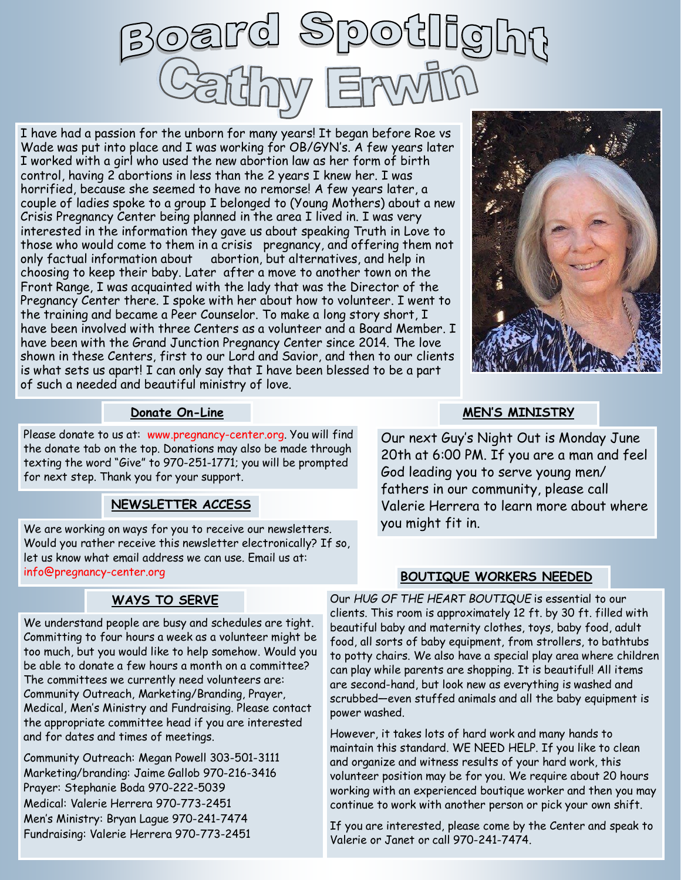# Board Spotlight

## Cathy Erwin

I have had a passion for the unborn for many years! It began before Roe vs Wade was put into place and I was working for OB/GYN's. A few years later I worked with a girl who used the new abortion law as her form of birth control, having 2 abortions in less than the 2 years I knew her. I was horrified, because she seemed to have no remorse! A few years later, a couple of ladies spoke to a group I belonged to (Young Mothers) about a new Crisis Pregnancy Center being planned in the area I lived in. I was very interested in the information they gave us about speaking Truth in Love to those who would come to them in a crisis pregnancy, and offering them not only factual information about abortion, but alternatives, and help in choosing to keep their baby. Later after a move to another town on the Front Range, I was acquainted with the lady that was the Director of the Pregnancy Center there. I spoke with her about how to volunteer. I went to the training and became a Peer Counselor. To make a long story short, I have been involved with three Centers as a volunteer and a Board Member. I have been with the Grand Junction Pregnancy Center since 2014. The love shown in these Centers, first to our Lord and Savior, and then to our clients is what sets us apart! I can only say that I have been blessed to be a part of such a needed and beautiful ministry of love.

### Donate On-Line

Please donate to us at: www.pregnancy-center.org. You will find the donate tab on the top. Donations may also be made through texting the word "Give" to 970-251-1771; you will be prompted for next step. Thank you for your support.

### NEWSLETTER ACCESS

We are working on ways for you to receive our newsletters. Would you rather receive this newsletter electronically? If so, let us know what email address we can use. Email us at: info@pregnancy-center.org

### WAYS TO SERVE

We understand people are busy and schedules are tight. Committing to four hours a week as a volunteer might be too much, but you would like to help somehow. Would you be able to donate a few hours a month on a committee? The committees we currently need volunteers are: Community Outreach, Marketing/Branding, Prayer, Medical, Men's Ministry and Fundraising. Please contact the appropriate committee head if you are interested and for dates and times of meetings.

Community Outreach: Megan Powell 303-501-3111
Marketing/branding: Jaime Gallob 970-216-3416
Prayer: Stephanie Boda 970-222-5039
Medical: Valerie Herrera 970-773-2451
Men's Ministry: Bryan Lague 970-241-7474
Fundraising: Valerie Herrera 970-773-2451

### MEN'S MINISTRY

Our next Guy's Night Out is Monday June 20th at 6:00 PM. If you are a man and feel God leading you to serve young men/ fathers in our community, please call Valerie Herrera to learn more about where you might fit in.

### BOUTIQUE WORKERS NEEDED

Our *HUG OF THE HEART BOUTIQUE* is essential to our clients. This room is approximately 12 ft. by 30 ft. filled with beautiful baby and maternity clothes, toys, baby food, adult food, all sorts of baby equipment, from strollers, to bathtubs to potty chairs. We also have a special play area where children can play while parents are shopping. It is beautiful! All items are second-hand, but look new as everything is washed and scrubbed—even stuffed animals and all the baby equipment is power washed.

However, it takes lots of hard work and many hands to maintain this standard. WE NEED HELP. If you like to clean and organize and witness results of your hard work, this volunteer position may be for you. We require about 20 hours working with an experienced boutique worker and then you may continue to work with another person or pick your own shift.

If you are interested, please come by the Center and speak to Valerie or Janet or call 970-241-7474.